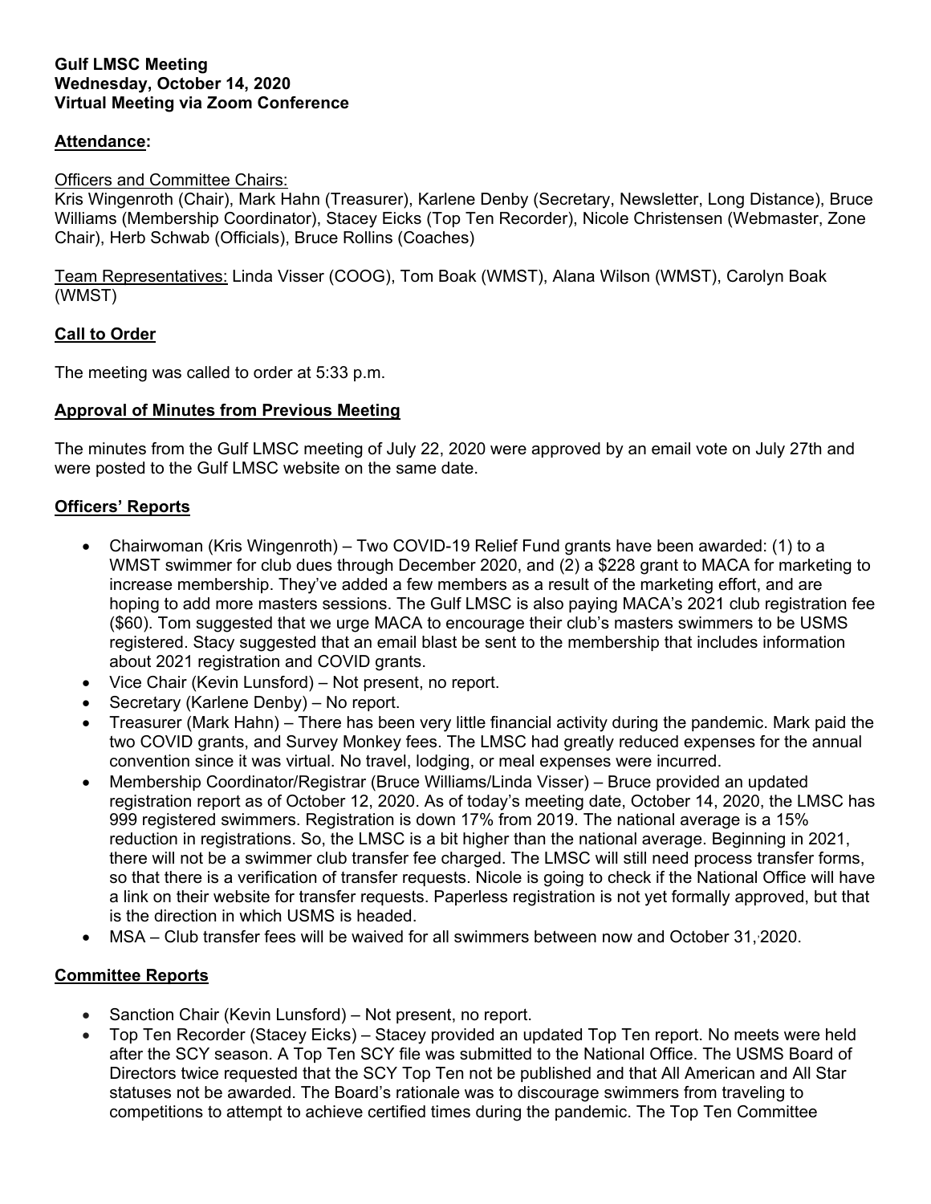**Gulf LMSC Meeting**
**Wednesday, October 14, 2020**
**Virtual Meeting via Zoom Conference**

## Attendance:

Officers and Committee Chairs:
Kris Wingenroth (Chair), Mark Hahn (Treasurer), Karlene Denby (Secretary, Newsletter, Long Distance), Bruce Williams (Membership Coordinator), Stacey Eicks (Top Ten Recorder), Nicole Christensen (Webmaster, Zone Chair), Herb Schwab (Officials), Bruce Rollins (Coaches)

Team Representatives: Linda Visser (COOG), Tom Boak (WMST), Alana Wilson (WMST), Carolyn Boak (WMST)

## Call to Order

The meeting was called to order at 5:33 p.m.

## Approval of Minutes from Previous Meeting

The minutes from the Gulf LMSC meeting of July 22, 2020 were approved by an email vote on July 27th and were posted to the Gulf LMSC website on the same date.

## Officers' Reports

- Chairwoman (Kris Wingenroth) – Two COVID-19 Relief Fund grants have been awarded: (1) to a WMST swimmer for club dues through December 2020, and (2) a $228 grant to MACA for marketing to increase membership. They've added a few members as a result of the marketing effort, and are hoping to add more masters sessions. The Gulf LMSC is also paying MACA's 2021 club registration fee ($60). Tom suggested that we urge MACA to encourage their club's masters swimmers to be USMS registered. Stacy suggested that an email blast be sent to the membership that includes information about 2021 registration and COVID grants.
- Vice Chair (Kevin Lunsford) – Not present, no report.
- Secretary (Karlene Denby) – No report.
- Treasurer (Mark Hahn) – There has been very little financial activity during the pandemic. Mark paid the two COVID grants, and Survey Monkey fees. The LMSC had greatly reduced expenses for the annual convention since it was virtual. No travel, lodging, or meal expenses were incurred.
- Membership Coordinator/Registrar (Bruce Williams/Linda Visser) – Bruce provided an updated registration report as of October 12, 2020. As of today's meeting date, October 14, 2020, the LMSC has 999 registered swimmers. Registration is down 17% from 2019. The national average is a 15% reduction in registrations. So, the LMSC is a bit higher than the national average. Beginning in 2021, there will not be a swimmer club transfer fee charged. The LMSC will still need process transfer forms, so that there is a verification of transfer requests. Nicole is going to check if the National Office will have a link on their website for transfer requests. Paperless registration is not yet formally approved, but that is the direction in which USMS is headed.
- MSA – Club transfer fees will be waived for all swimmers between now and October 31, 2020.

## Committee Reports

- Sanction Chair (Kevin Lunsford) – Not present, no report.
- Top Ten Recorder (Stacey Eicks) – Stacey provided an updated Top Ten report. No meets were held after the SCY season. A Top Ten SCY file was submitted to the National Office. The USMS Board of Directors twice requested that the SCY Top Ten not be published and that All American and All Star statuses not be awarded. The Board's rationale was to discourage swimmers from traveling to competitions to attempt to achieve certified times during the pandemic. The Top Ten Committee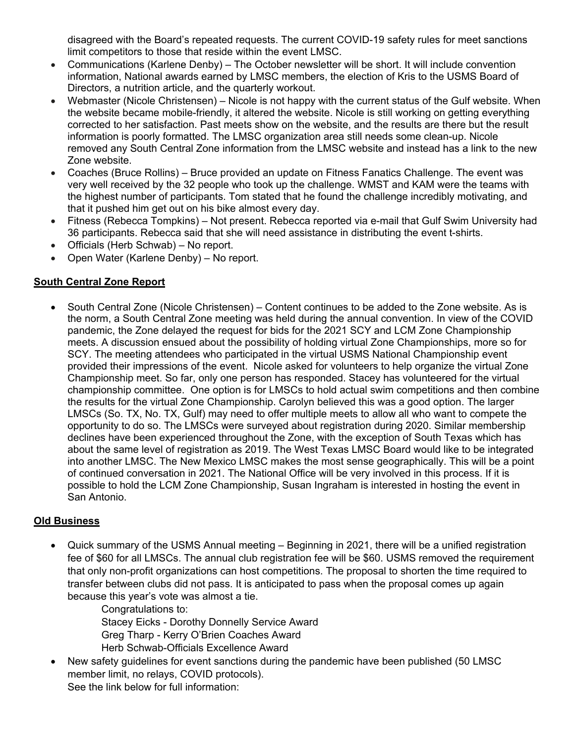disagreed with the Board's repeated requests. The current COVID-19 safety rules for meet sanctions limit competitors to those that reside within the event LMSC.

- Communications (Karlene Denby) – The October newsletter will be short. It will include convention information, National awards earned by LMSC members, the election of Kris to the USMS Board of Directors, a nutrition article, and the quarterly workout.
- Webmaster (Nicole Christensen) – Nicole is not happy with the current status of the Gulf website. When the website became mobile-friendly, it altered the website. Nicole is still working on getting everything corrected to her satisfaction. Past meets show on the website, and the results are there but the result information is poorly formatted. The LMSC organization area still needs some clean-up. Nicole removed any South Central Zone information from the LMSC website and instead has a link to the new Zone website.
- Coaches (Bruce Rollins) – Bruce provided an update on Fitness Fanatics Challenge. The event was very well received by the 32 people who took up the challenge. WMST and KAM were the teams with the highest number of participants. Tom stated that he found the challenge incredibly motivating, and that it pushed him get out on his bike almost every day.
- Fitness (Rebecca Tompkins) – Not present. Rebecca reported via e-mail that Gulf Swim University had 36 participants. Rebecca said that she will need assistance in distributing the event t-shirts.
- Officials (Herb Schwab) – No report.
- Open Water (Karlene Denby) – No report.

## South Central Zone Report

- South Central Zone (Nicole Christensen) – Content continues to be added to the Zone website. As is the norm, a South Central Zone meeting was held during the annual convention. In view of the COVID pandemic, the Zone delayed the request for bids for the 2021 SCY and LCM Zone Championship meets. A discussion ensued about the possibility of holding virtual Zone Championships, more so for SCY. The meeting attendees who participated in the virtual USMS National Championship event provided their impressions of the event. Nicole asked for volunteers to help organize the virtual Zone Championship meet. So far, only one person has responded. Stacey has volunteered for the virtual championship committee. One option is for LMSCs to hold actual swim competitions and then combine the results for the virtual Zone Championship. Carolyn believed this was a good option. The larger LMSCs (So. TX, No. TX, Gulf) may need to offer multiple meets to allow all who want to compete the opportunity to do so. The LMSCs were surveyed about registration during 2020. Similar membership declines have been experienced throughout the Zone, with the exception of South Texas which has about the same level of registration as 2019. The West Texas LMSC Board would like to be integrated into another LMSC. The New Mexico LMSC makes the most sense geographically. This will be a point of continued conversation in 2021. The National Office will be very involved in this process. If it is possible to hold the LCM Zone Championship, Susan Ingraham is interested in hosting the event in San Antonio.

## Old Business

- Quick summary of the USMS Annual meeting – Beginning in 2021, there will be a unified registration fee of $60 for all LMSCs. The annual club registration fee will be $60. USMS removed the requirement that only non-profit organizations can host competitions. The proposal to shorten the time required to transfer between clubs did not pass. It is anticipated to pass when the proposal comes up again because this year's vote was almost a tie.

  Congratulations to:
  Stacey Eicks - Dorothy Donnelly Service Award
  Greg Tharp - Kerry O'Brien Coaches Award
  Herb Schwab-Officials Excellence Award
- New safety guidelines for event sanctions during the pandemic have been published (50 LMSC member limit, no relays, COVID protocols).
  See the link below for full information: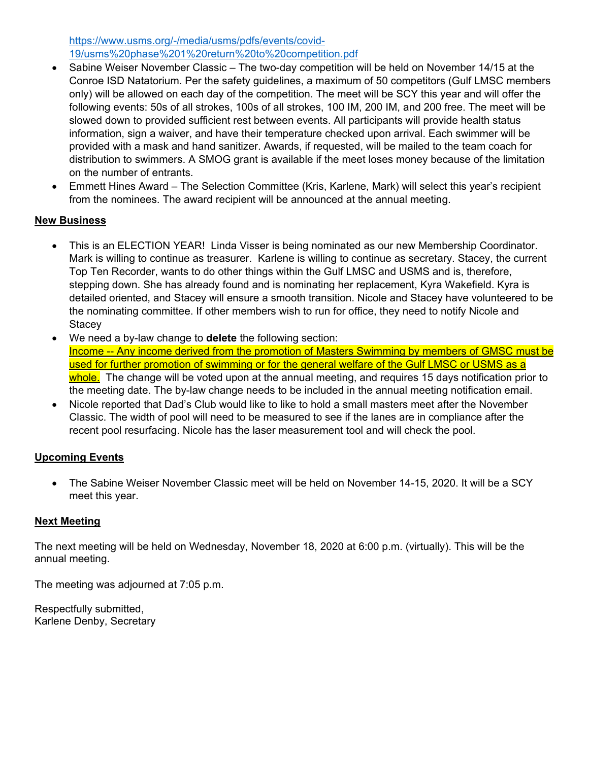https://www.usms.org/-/media/usms/pdfs/events/covid-19/usms%20phase%201%20return%20to%20competition.pdf

- Sabine Weiser November Classic – The two-day competition will be held on November 14/15 at the Conroe ISD Natatorium. Per the safety guidelines, a maximum of 50 competitors (Gulf LMSC members only) will be allowed on each day of the competition. The meet will be SCY this year and will offer the following events: 50s of all strokes, 100s of all strokes, 100 IM, 200 IM, and 200 free. The meet will be slowed down to provided sufficient rest between events. All participants will provide health status information, sign a waiver, and have their temperature checked upon arrival. Each swimmer will be provided with a mask and hand sanitizer. Awards, if requested, will be mailed to the team coach for distribution to swimmers. A SMOG grant is available if the meet loses money because of the limitation on the number of entrants.
- Emmett Hines Award – The Selection Committee (Kris, Karlene, Mark) will select this year's recipient from the nominees. The award recipient will be announced at the annual meeting.

## New Business

- This is an ELECTION YEAR! Linda Visser is being nominated as our new Membership Coordinator. Mark is willing to continue as treasurer. Karlene is willing to continue as secretary. Stacey, the current Top Ten Recorder, wants to do other things within the Gulf LMSC and USMS and is, therefore, stepping down. She has already found and is nominating her replacement, Kyra Wakefield. Kyra is detailed oriented, and Stacey will ensure a smooth transition. Nicole and Stacey have volunteered to be the nominating committee. If other members wish to run for office, they need to notify Nicole and Stacey
- We need a by-law change to **delete** the following section:
  Income -- Any income derived from the promotion of Masters Swimming by members of GMSC must be used for further promotion of swimming or for the general welfare of the Gulf LMSC or USMS as a whole. The change will be voted upon at the annual meeting, and requires 15 days notification prior to the meeting date. The by-law change needs to be included in the annual meeting notification email.
- Nicole reported that Dad's Club would like to like to hold a small masters meet after the November Classic. The width of pool will need to be measured to see if the lanes are in compliance after the recent pool resurfacing. Nicole has the laser measurement tool and will check the pool.

## Upcoming Events

- The Sabine Weiser November Classic meet will be held on November 14-15, 2020. It will be a SCY meet this year.

## Next Meeting

The next meeting will be held on Wednesday, November 18, 2020 at 6:00 p.m. (virtually). This will be the annual meeting.

The meeting was adjourned at 7:05 p.m.

Respectfully submitted,
Karlene Denby, Secretary